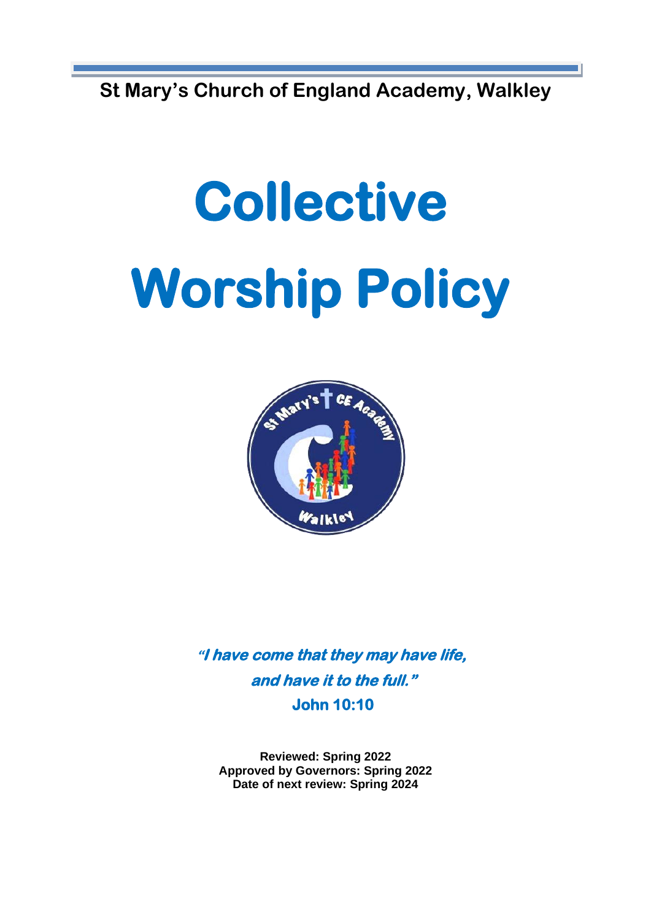**St Mary's Church of England Academy, Walkley**

# Collective Worship Policy

***"I have come that they may have life, and have it to the full."***
**John 10:10**

**Reviewed: Spring 2022**
**Approved by Governors: Spring 2022**
**Date of next review: Spring 2024**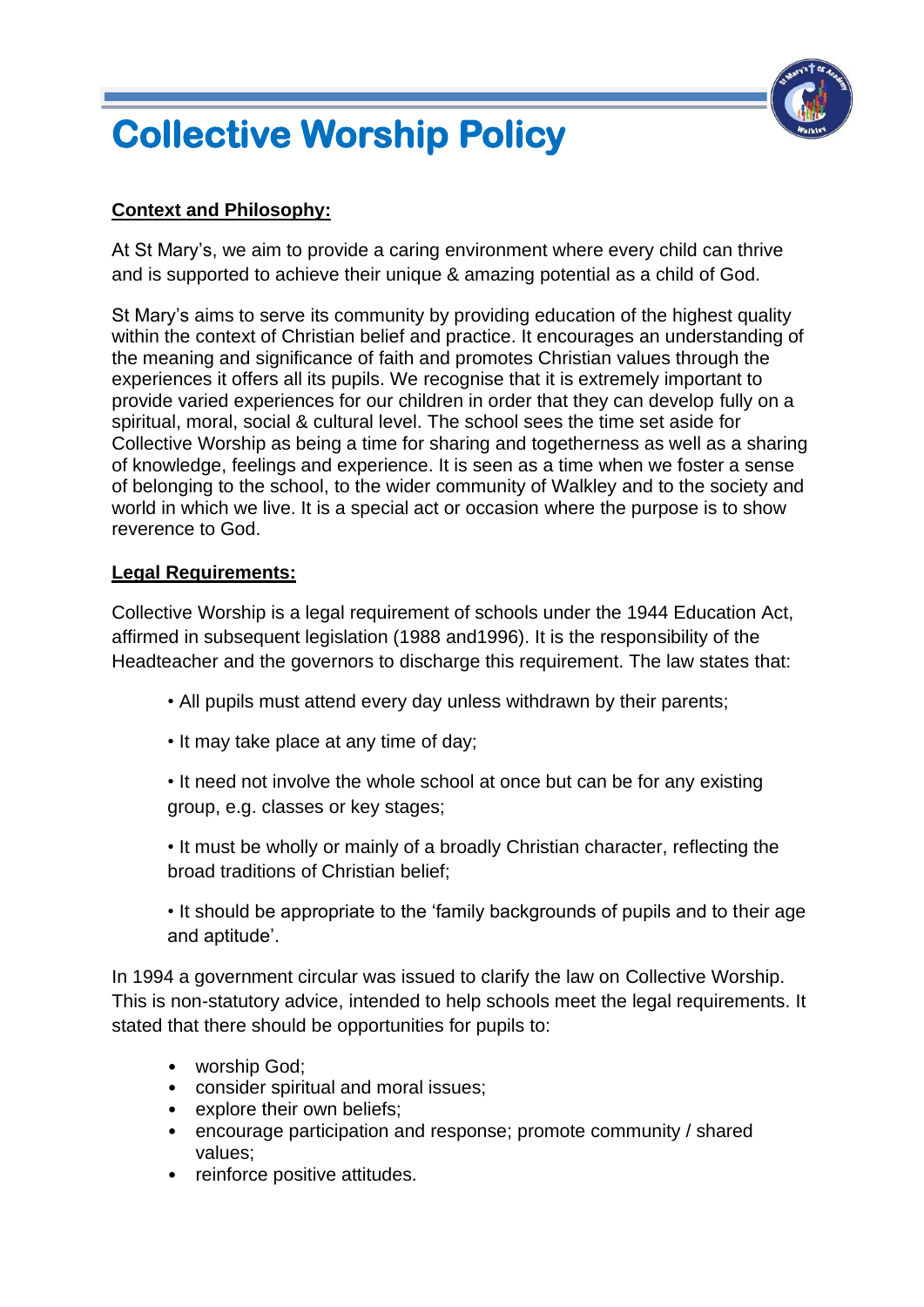# Collective Worship Policy

**Context and Philosophy:**

At St Mary's, we aim to provide a caring environment where every child can thrive and is supported to achieve their unique & amazing potential as a child of God.

St Mary's aims to serve its community by providing education of the highest quality within the context of Christian belief and practice. It encourages an understanding of the meaning and significance of faith and promotes Christian values through the experiences it offers all its pupils. We recognise that it is extremely important to provide varied experiences for our children in order that they can develop fully on a spiritual, moral, social & cultural level. The school sees the time set aside for Collective Worship as being a time for sharing and togetherness as well as a sharing of knowledge, feelings and experience. It is seen as a time when we foster a sense of belonging to the school, to the wider community of Walkley and to the society and world in which we live. It is a special act or occasion where the purpose is to show reverence to God.

**Legal Requirements:**

Collective Worship is a legal requirement of schools under the 1944 Education Act, affirmed in subsequent legislation (1988 and1996). It is the responsibility of the Headteacher and the governors to discharge this requirement. The law states that:

- All pupils must attend every day unless withdrawn by their parents;
- It may take place at any time of day;
- It need not involve the whole school at once but can be for any existing group, e.g. classes or key stages;
- It must be wholly or mainly of a broadly Christian character, reflecting the broad traditions of Christian belief;
- It should be appropriate to the 'family backgrounds of pupils and to their age and aptitude'.

In 1994 a government circular was issued to clarify the law on Collective Worship. This is non-statutory advice, intended to help schools meet the legal requirements. It stated that there should be opportunities for pupils to:

- worship God;
- consider spiritual and moral issues;
- explore their own beliefs;
- encourage participation and response; promote community / shared values;
- reinforce positive attitudes.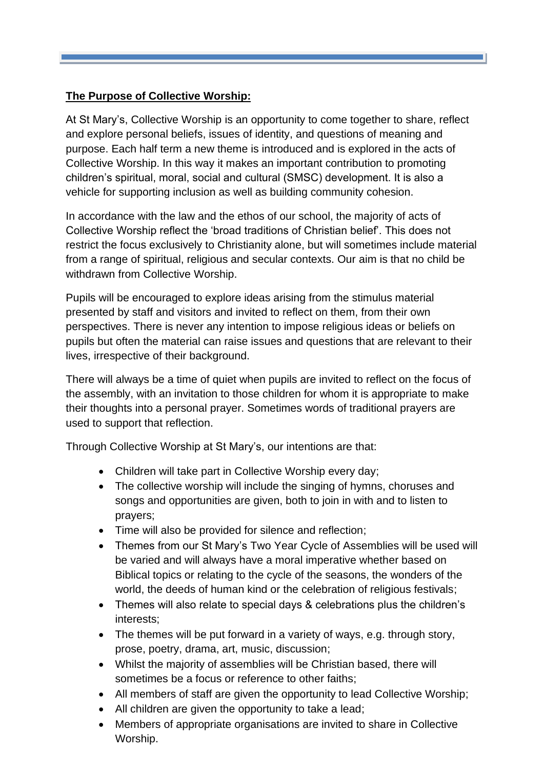**The Purpose of Collective Worship:**

At St Mary's, Collective Worship is an opportunity to come together to share, reflect and explore personal beliefs, issues of identity, and questions of meaning and purpose. Each half term a new theme is introduced and is explored in the acts of Collective Worship. In this way it makes an important contribution to promoting children's spiritual, moral, social and cultural (SMSC) development. It is also a vehicle for supporting inclusion as well as building community cohesion.

In accordance with the law and the ethos of our school, the majority of acts of Collective Worship reflect the 'broad traditions of Christian belief'. This does not restrict the focus exclusively to Christianity alone, but will sometimes include material from a range of spiritual, religious and secular contexts. Our aim is that no child be withdrawn from Collective Worship.

Pupils will be encouraged to explore ideas arising from the stimulus material presented by staff and visitors and invited to reflect on them, from their own perspectives. There is never any intention to impose religious ideas or beliefs on pupils but often the material can raise issues and questions that are relevant to their lives, irrespective of their background.

There will always be a time of quiet when pupils are invited to reflect on the focus of the assembly, with an invitation to those children for whom it is appropriate to make their thoughts into a personal prayer. Sometimes words of traditional prayers are used to support that reflection.

Through Collective Worship at St Mary's, our intentions are that:

- Children will take part in Collective Worship every day;
- The collective worship will include the singing of hymns, choruses and songs and opportunities are given, both to join in with and to listen to prayers;
- Time will also be provided for silence and reflection;
- Themes from our St Mary's Two Year Cycle of Assemblies will be used will be varied and will always have a moral imperative whether based on Biblical topics or relating to the cycle of the seasons, the wonders of the world, the deeds of human kind or the celebration of religious festivals;
- Themes will also relate to special days & celebrations plus the children's interests;
- The themes will be put forward in a variety of ways, e.g. through story, prose, poetry, drama, art, music, discussion;
- Whilst the majority of assemblies will be Christian based, there will sometimes be a focus or reference to other faiths;
- All members of staff are given the opportunity to lead Collective Worship;
- All children are given the opportunity to take a lead;
- Members of appropriate organisations are invited to share in Collective Worship.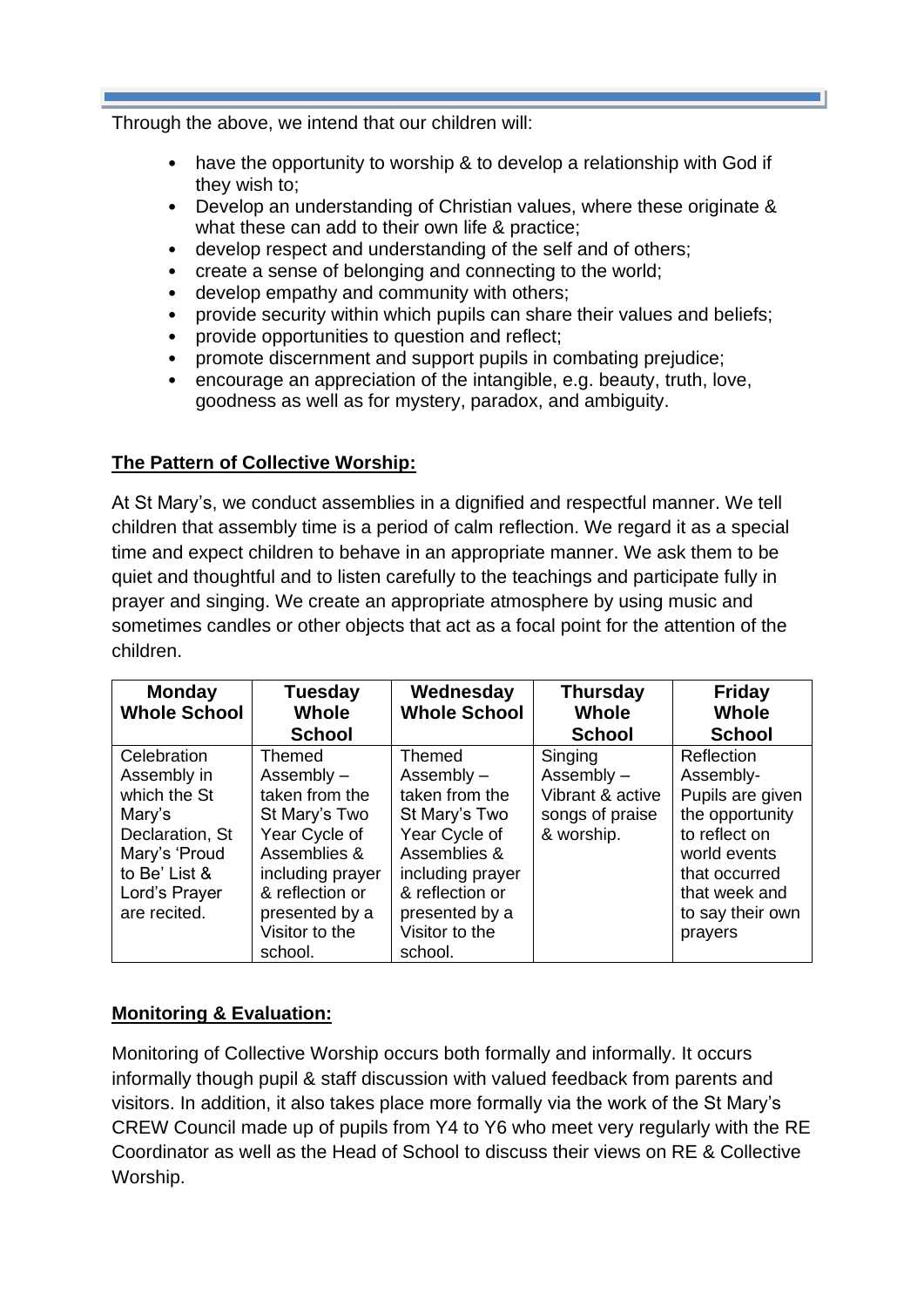Through the above, we intend that our children will:

- have the opportunity to worship & to develop a relationship with God if they wish to;
- Develop an understanding of Christian values, where these originate & what these can add to their own life & practice;
- develop respect and understanding of the self and of others;
- create a sense of belonging and connecting to the world;
- develop empathy and community with others;
- provide security within which pupils can share their values and beliefs;
- provide opportunities to question and reflect;
- promote discernment and support pupils in combating prejudice;
- encourage an appreciation of the intangible, e.g. beauty, truth, love, goodness as well as for mystery, paradox, and ambiguity.

**The Pattern of Collective Worship:**

At St Mary's, we conduct assemblies in a dignified and respectful manner. We tell children that assembly time is a period of calm reflection. We regard it as a special time and expect children to behave in an appropriate manner. We ask them to be quiet and thoughtful and to listen carefully to the teachings and participate fully in prayer and singing. We create an appropriate atmosphere by using music and sometimes candles or other objects that act as a focal point for the attention of the children.

| Monday Whole School | Tuesday Whole School | Wednesday Whole School | Thursday Whole School | Friday Whole School |
|---|---|---|---|---|
| Celebration Assembly in which the St Mary's Declaration, St Mary's 'Proud to Be' List & Lord's Prayer are recited. | Themed Assembly – taken from the St Mary's Two Year Cycle of Assemblies & including prayer & reflection or presented by a Visitor to the school. | Themed Assembly – taken from the St Mary's Two Year Cycle of Assemblies & including prayer & reflection or presented by a Visitor to the school. | Singing Assembly – Vibrant & active songs of praise & worship. | Reflection Assembly- Pupils are given the opportunity to reflect on world events that occurred that week and to say their own prayers |

**Monitoring & Evaluation:**

Monitoring of Collective Worship occurs both formally and informally. It occurs informally though pupil & staff discussion with valued feedback from parents and visitors. In addition, it also takes place more formally via the work of the St Mary's CREW Council made up of pupils from Y4 to Y6 who meet very regularly with the RE Coordinator as well as the Head of School to discuss their views on RE & Collective Worship.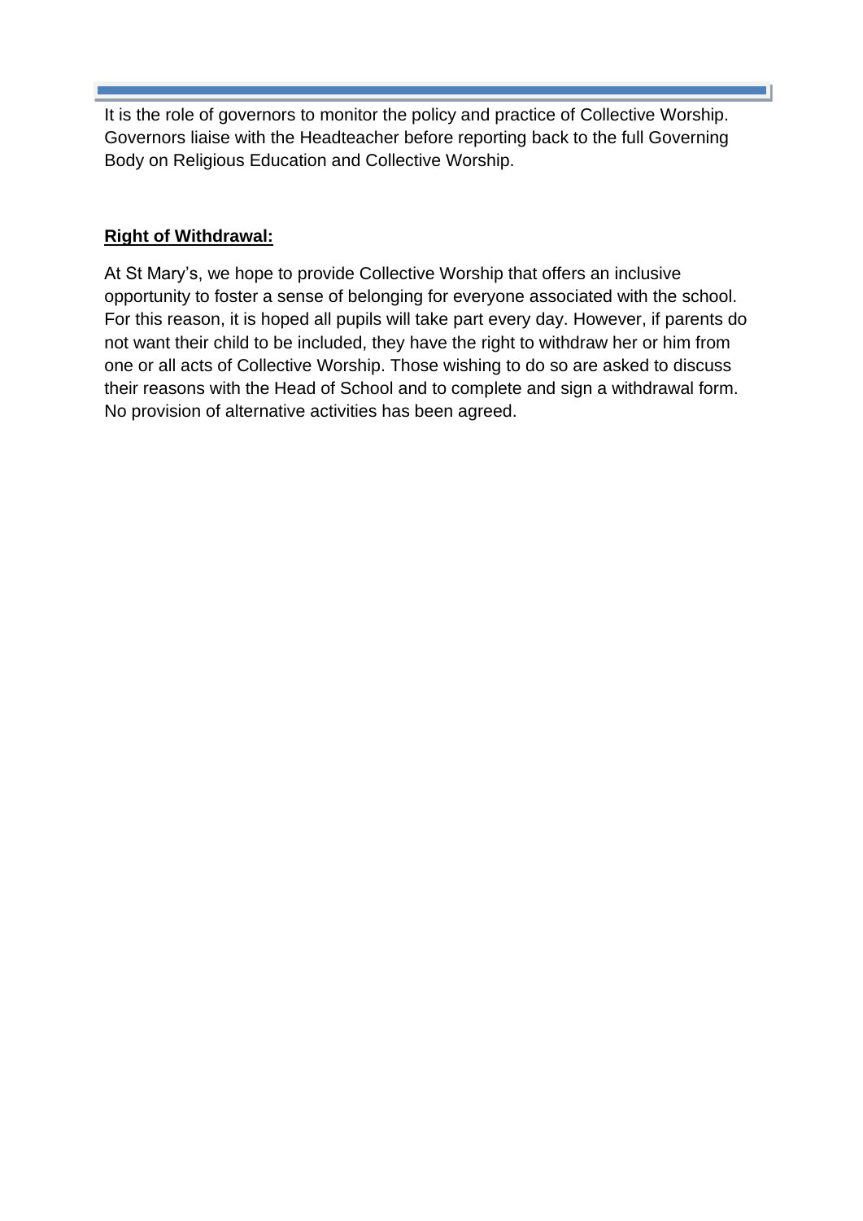It is the role of governors to monitor the policy and practice of Collective Worship. Governors liaise with the Headteacher before reporting back to the full Governing Body on Religious Education and Collective Worship.

**Right of Withdrawal:**

At St Mary's, we hope to provide Collective Worship that offers an inclusive opportunity to foster a sense of belonging for everyone associated with the school. For this reason, it is hoped all pupils will take part every day. However, if parents do not want their child to be included, they have the right to withdraw her or him from one or all acts of Collective Worship. Those wishing to do so are asked to discuss their reasons with the Head of School and to complete and sign a withdrawal form. No provision of alternative activities has been agreed.